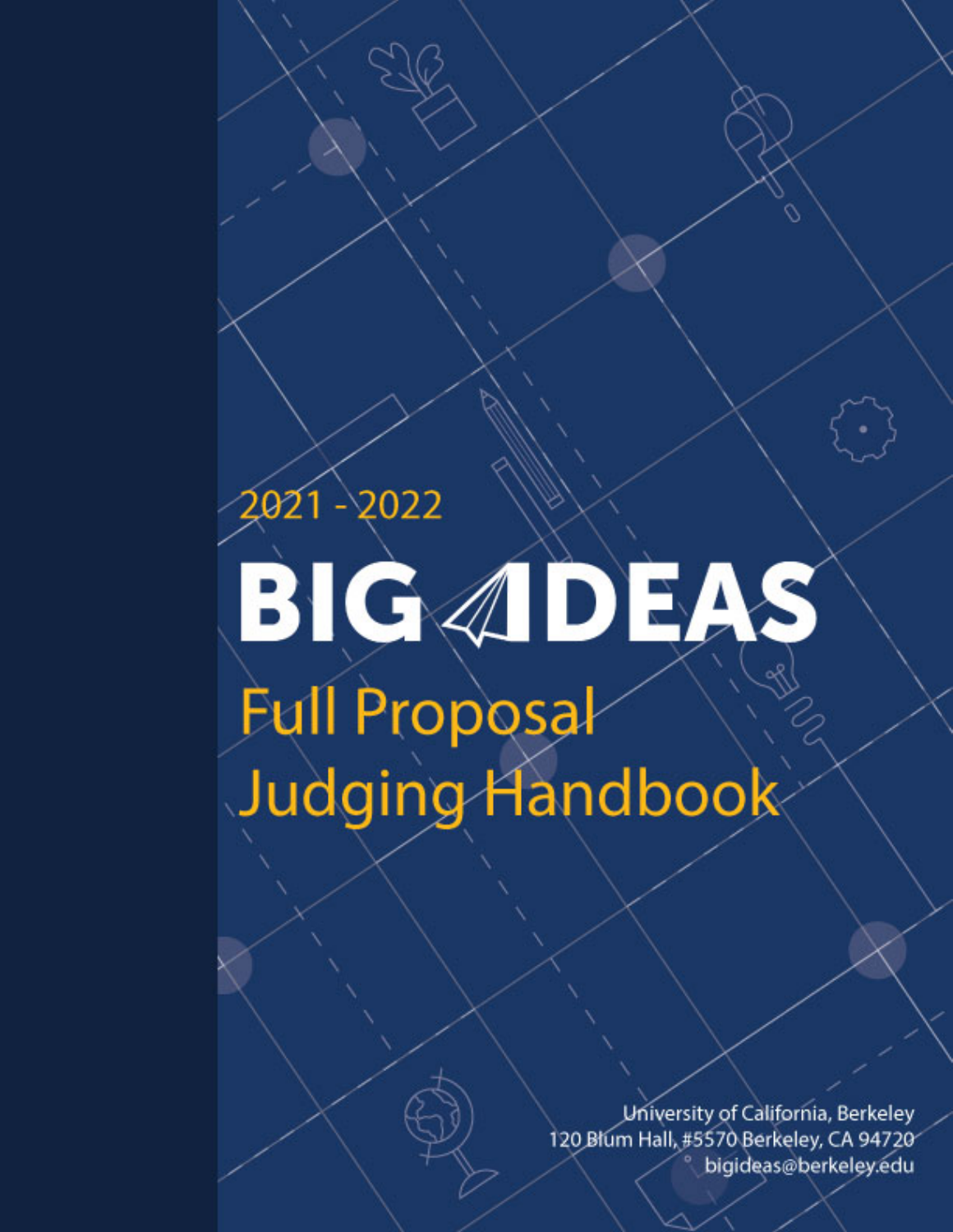2021 - 2022

# BIG IDEAS

## Full Proposal Judging Handbook

University of California, Berkeley
120 Blum Hall, #5570 Berkeley, CA 94720
bigideas@berkeley.edu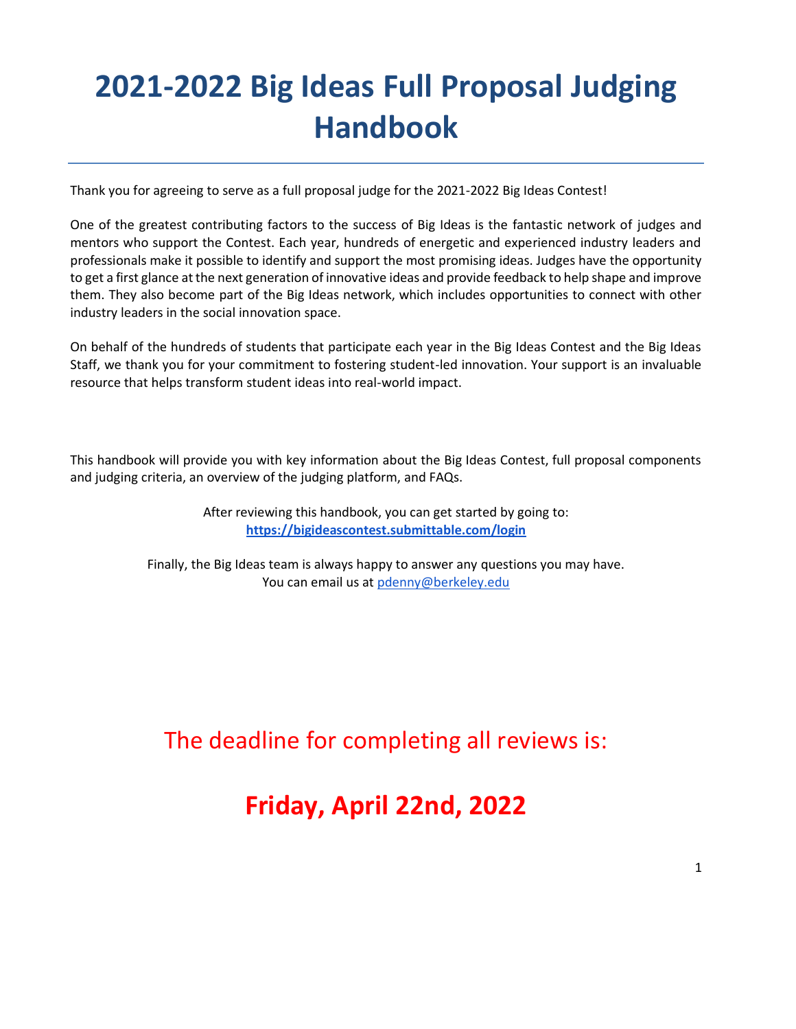# 2021-2022 Big Ideas Full Proposal Judging Handbook

Thank you for agreeing to serve as a full proposal judge for the 2021-2022 Big Ideas Contest!

One of the greatest contributing factors to the success of Big Ideas is the fantastic network of judges and mentors who support the Contest. Each year, hundreds of energetic and experienced industry leaders and professionals make it possible to identify and support the most promising ideas. Judges have the opportunity to get a first glance at the next generation of innovative ideas and provide feedback to help shape and improve them. They also become part of the Big Ideas network, which includes opportunities to connect with other industry leaders in the social innovation space.

On behalf of the hundreds of students that participate each year in the Big Ideas Contest and the Big Ideas Staff, we thank you for your commitment to fostering student-led innovation. Your support is an invaluable resource that helps transform student ideas into real-world impact.

This handbook will provide you with key information about the Big Ideas Contest, full proposal components and judging criteria, an overview of the judging platform, and FAQs.

After reviewing this handbook, you can get started by going to:
**https://bigideascontest.submittable.com/login**

Finally, the Big Ideas team is always happy to answer any questions you may have.
You can email us at pdenny@berkeley.edu

The deadline for completing all reviews is:

**Friday, April 22nd, 2022**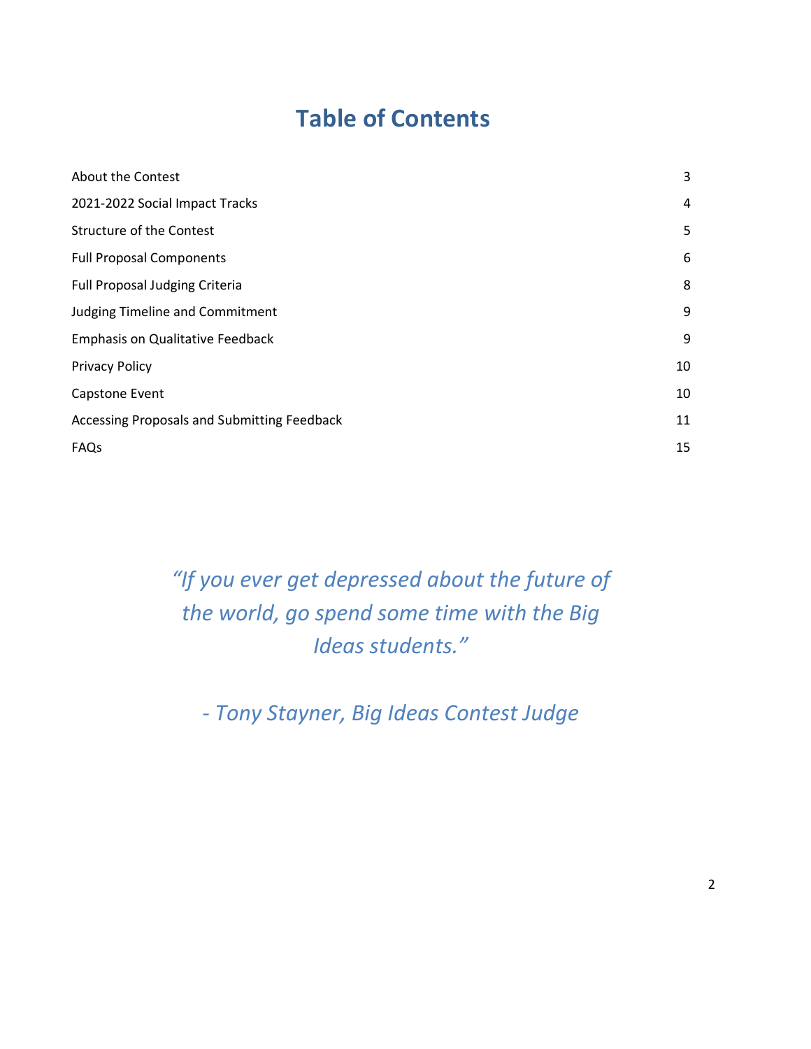# Table of Contents

| | |
|---|---|
| About the Contest | 3 |
| 2021-2022 Social Impact Tracks | 4 |
| Structure of the Contest | 5 |
| Full Proposal Components | 6 |
| Full Proposal Judging Criteria | 8 |
| Judging Timeline and Commitment | 9 |
| Emphasis on Qualitative Feedback | 9 |
| Privacy Policy | 10 |
| Capstone Event | 10 |
| Accessing Proposals and Submitting Feedback | 11 |
| FAQs | 15 |

*"If you ever get depressed about the future of the world, go spend some time with the Big Ideas students."*

*- Tony Stayner, Big Ideas Contest Judge*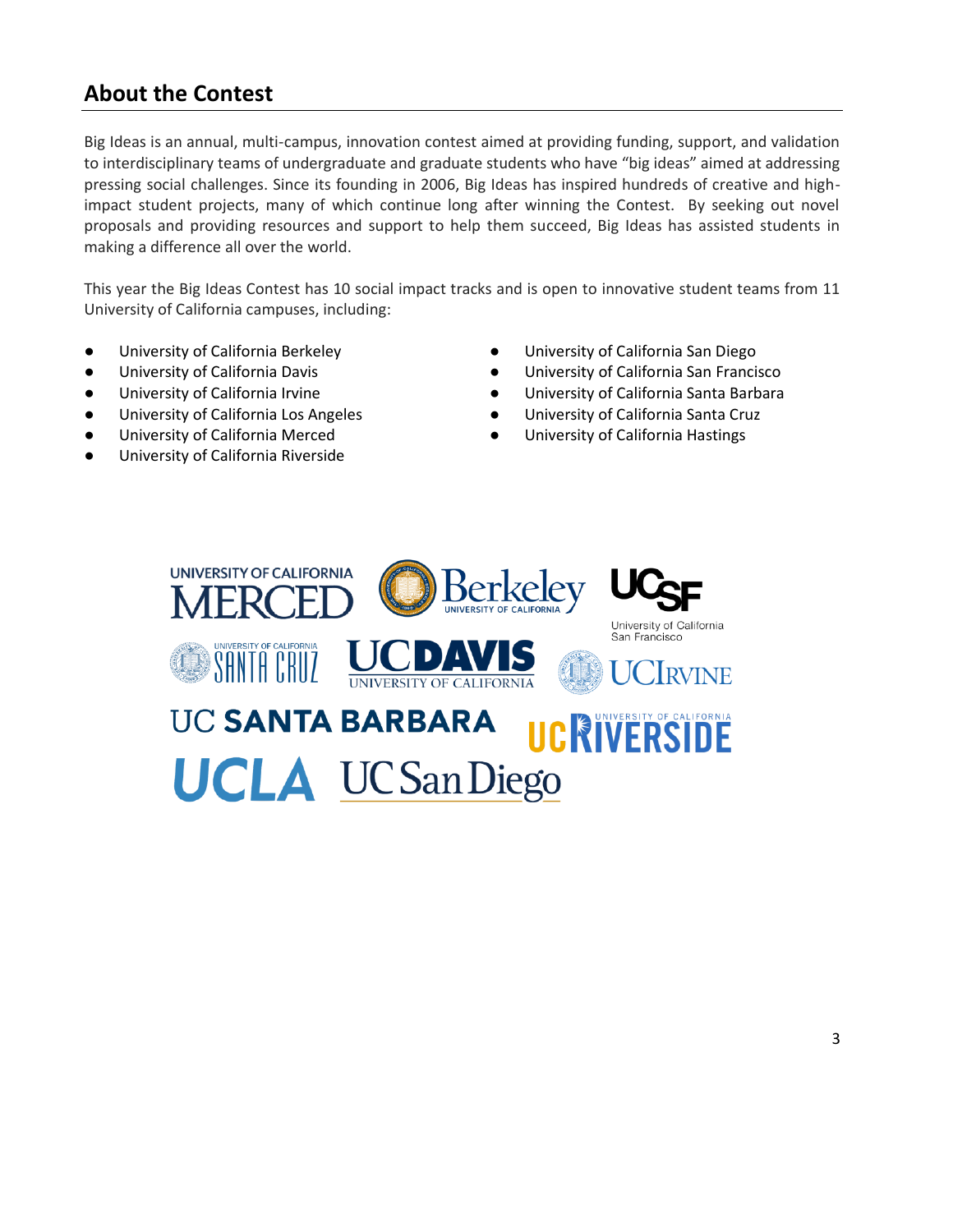## About the Contest

Big Ideas is an annual, multi-campus, innovation contest aimed at providing funding, support, and validation to interdisciplinary teams of undergraduate and graduate students who have "big ideas" aimed at addressing pressing social challenges. Since its founding in 2006, Big Ideas has inspired hundreds of creative and high-impact student projects, many of which continue long after winning the Contest. By seeking out novel proposals and providing resources and support to help them succeed, Big Ideas has assisted students in making a difference all over the world.

This year the Big Ideas Contest has 10 social impact tracks and is open to innovative student teams from 11 University of California campuses, including:

- University of California Berkeley
- University of California Davis
- University of California Irvine
- University of California Los Angeles
- University of California Merced
- University of California Riverside
- University of California San Diego
- University of California San Francisco
- University of California Santa Barbara
- University of California Santa Cruz
- University of California Hastings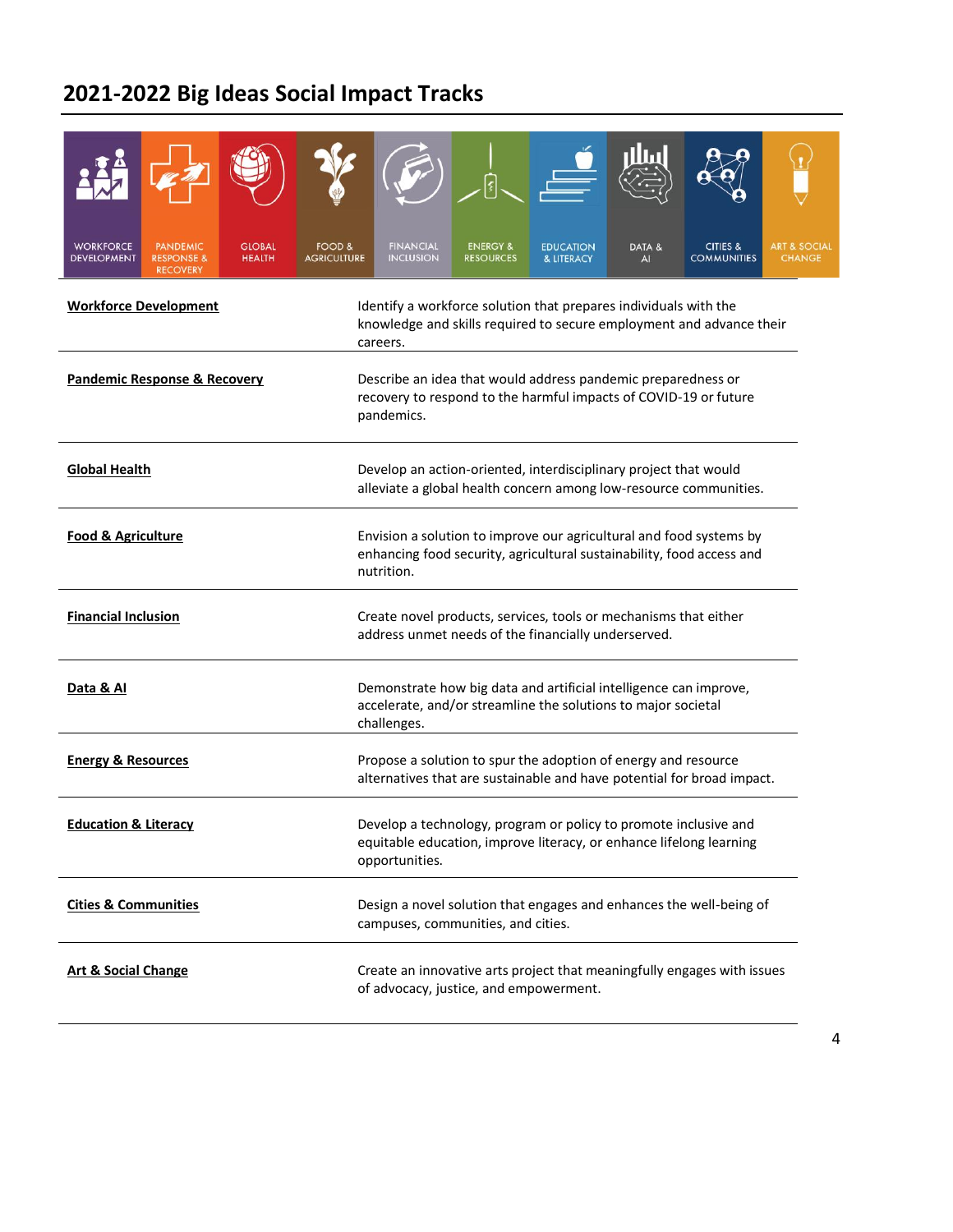## 2021-2022 Big Ideas Social Impact Tracks

WORKFORCE DEVELOPMENT | PANDEMIC RESPONSE & RECOVERY | GLOBAL HEALTH | FOOD & AGRICULTURE | FINANCIAL INCLUSION | ENERGY & RESOURCES | EDUCATION & LITERACY | DATA & AI | CITIES & COMMUNITIES | ART & SOCIAL CHANGE

| | |
|---|---|
| **Workforce Development** | Identify a workforce solution that prepares individuals with the knowledge and skills required to secure employment and advance their careers. |
| **Pandemic Response & Recovery** | Describe an idea that would address pandemic preparedness or recovery to respond to the harmful impacts of COVID-19 or future pandemics. |
| **Global Health** | Develop an action-oriented, interdisciplinary project that would alleviate a global health concern among low-resource communities. |
| **Food & Agriculture** | Envision a solution to improve our agricultural and food systems by enhancing food security, agricultural sustainability, food access and nutrition. |
| **Financial Inclusion** | Create novel products, services, tools or mechanisms that either address unmet needs of the financially underserved. |
| **Data & AI** | Demonstrate how big data and artificial intelligence can improve, accelerate, and/or streamline the solutions to major societal challenges. |
| **Energy & Resources** | Propose a solution to spur the adoption of energy and resource alternatives that are sustainable and have potential for broad impact. |
| **Education & Literacy** | Develop a technology, program or policy to promote inclusive and equitable education, improve literacy, or enhance lifelong learning opportunities. |
| **Cities & Communities** | Design a novel solution that engages and enhances the well-being of campuses, communities, and cities. |
| **Art & Social Change** | Create an innovative arts project that meaningfully engages with issues of advocacy, justice, and empowerment. |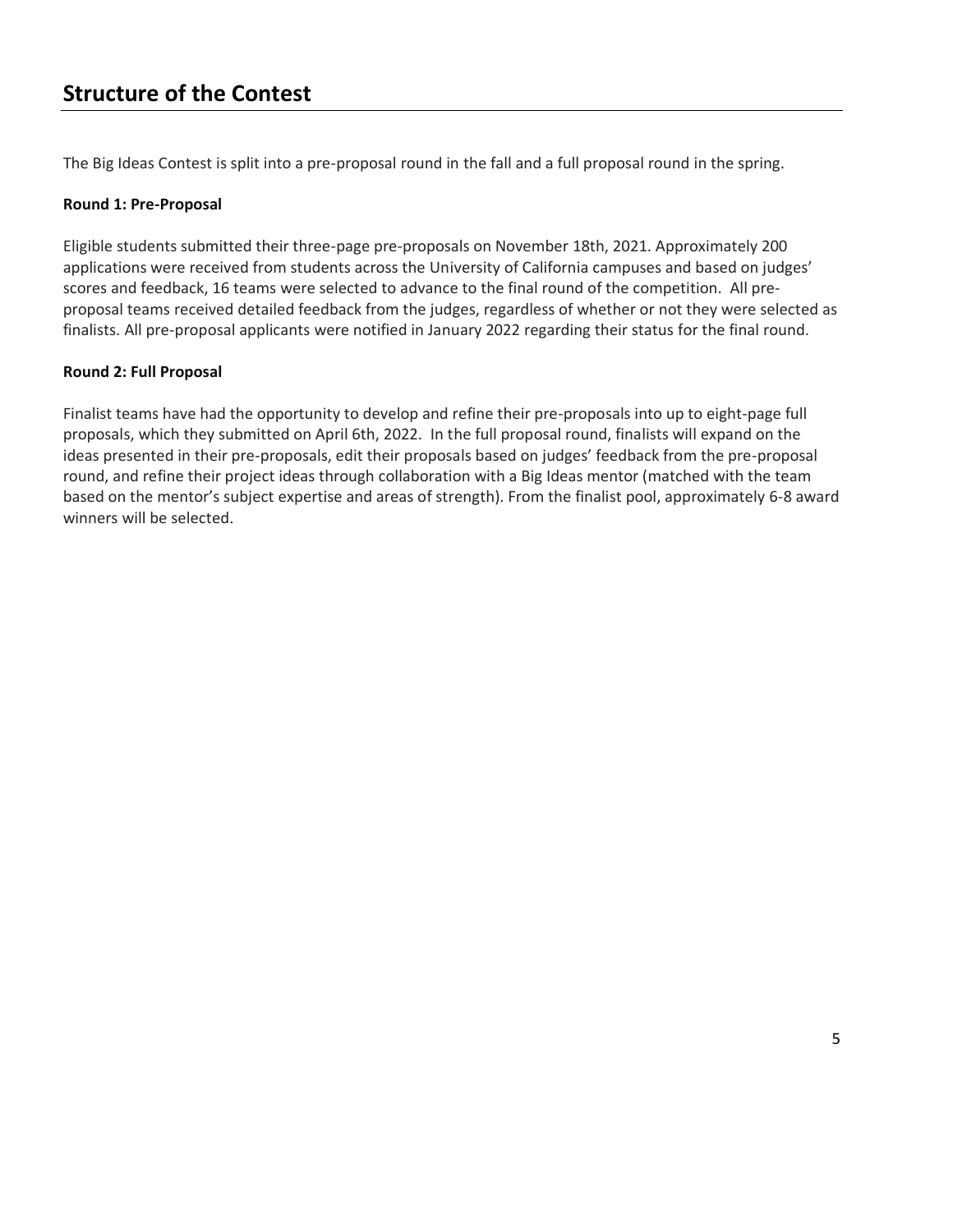## Structure of the Contest

The Big Ideas Contest is split into a pre-proposal round in the fall and a full proposal round in the spring.

**Round 1: Pre-Proposal**

Eligible students submitted their three-page pre-proposals on November 18th, 2021. Approximately 200 applications were received from students across the University of California campuses and based on judges' scores and feedback, 16 teams were selected to advance to the final round of the competition. All pre-proposal teams received detailed feedback from the judges, regardless of whether or not they were selected as finalists. All pre-proposal applicants were notified in January 2022 regarding their status for the final round.

**Round 2: Full Proposal**

Finalist teams have had the opportunity to develop and refine their pre-proposals into up to eight-page full proposals, which they submitted on April 6th, 2022. In the full proposal round, finalists will expand on the ideas presented in their pre-proposals, edit their proposals based on judges' feedback from the pre-proposal round, and refine their project ideas through collaboration with a Big Ideas mentor (matched with the team based on the mentor's subject expertise and areas of strength). From the finalist pool, approximately 6-8 award winners will be selected.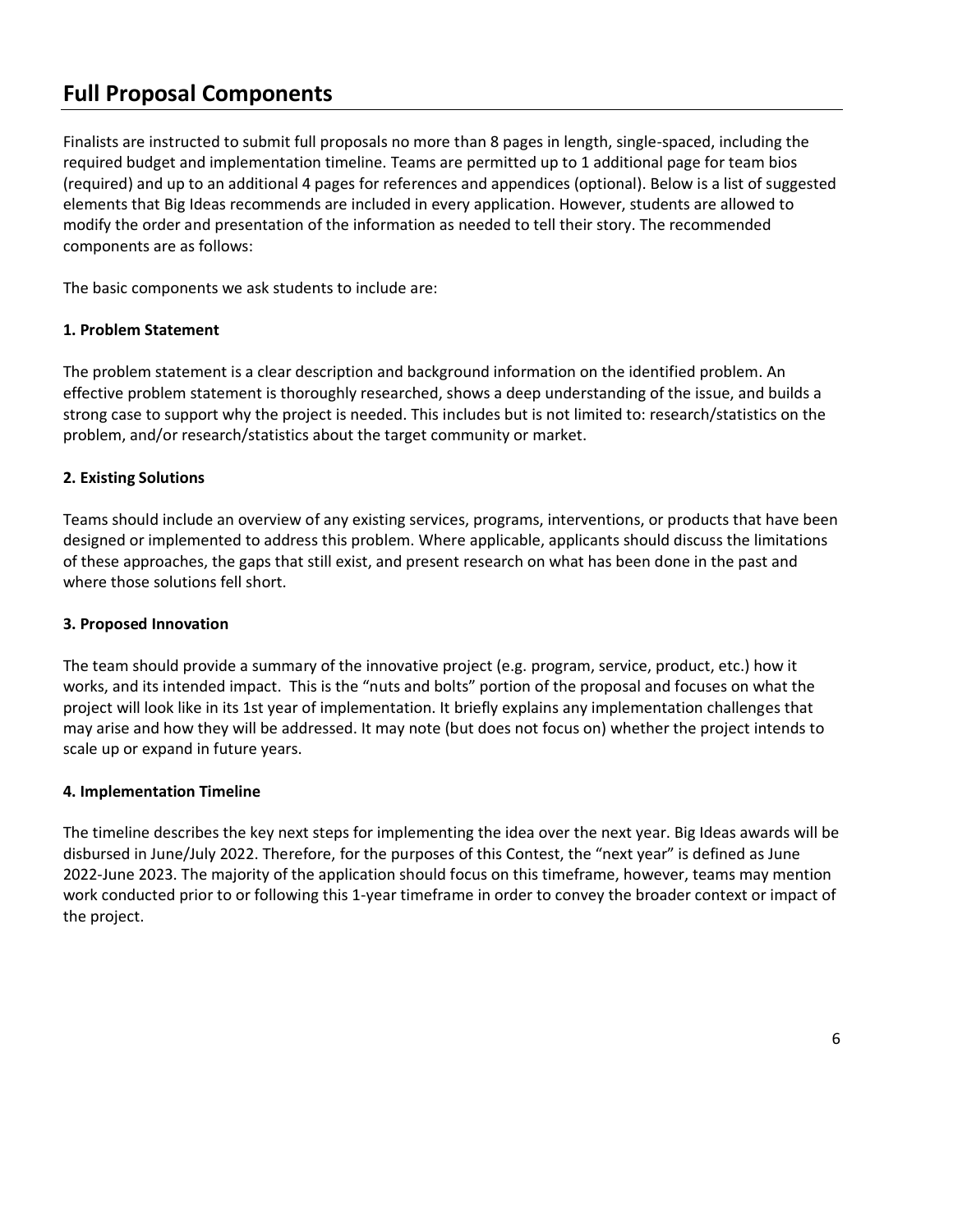## Full Proposal Components

Finalists are instructed to submit full proposals no more than 8 pages in length, single-spaced, including the required budget and implementation timeline. Teams are permitted up to 1 additional page for team bios (required) and up to an additional 4 pages for references and appendices (optional). Below is a list of suggested elements that Big Ideas recommends are included in every application. However, students are allowed to modify the order and presentation of the information as needed to tell their story. The recommended components are as follows:

The basic components we ask students to include are:

**1. Problem Statement**

The problem statement is a clear description and background information on the identified problem. An effective problem statement is thoroughly researched, shows a deep understanding of the issue, and builds a strong case to support why the project is needed. This includes but is not limited to: research/statistics on the problem, and/or research/statistics about the target community or market.

**2. Existing Solutions**

Teams should include an overview of any existing services, programs, interventions, or products that have been designed or implemented to address this problem. Where applicable, applicants should discuss the limitations of these approaches, the gaps that still exist, and present research on what has been done in the past and where those solutions fell short.

**3. Proposed Innovation**

The team should provide a summary of the innovative project (e.g. program, service, product, etc.) how it works, and its intended impact. This is the "nuts and bolts" portion of the proposal and focuses on what the project will look like in its 1st year of implementation. It briefly explains any implementation challenges that may arise and how they will be addressed. It may note (but does not focus on) whether the project intends to scale up or expand in future years.

**4. Implementation Timeline**

The timeline describes the key next steps for implementing the idea over the next year. Big Ideas awards will be disbursed in June/July 2022. Therefore, for the purposes of this Contest, the "next year" is defined as June 2022-June 2023. The majority of the application should focus on this timeframe, however, teams may mention work conducted prior to or following this 1-year timeframe in order to convey the broader context or impact of the project.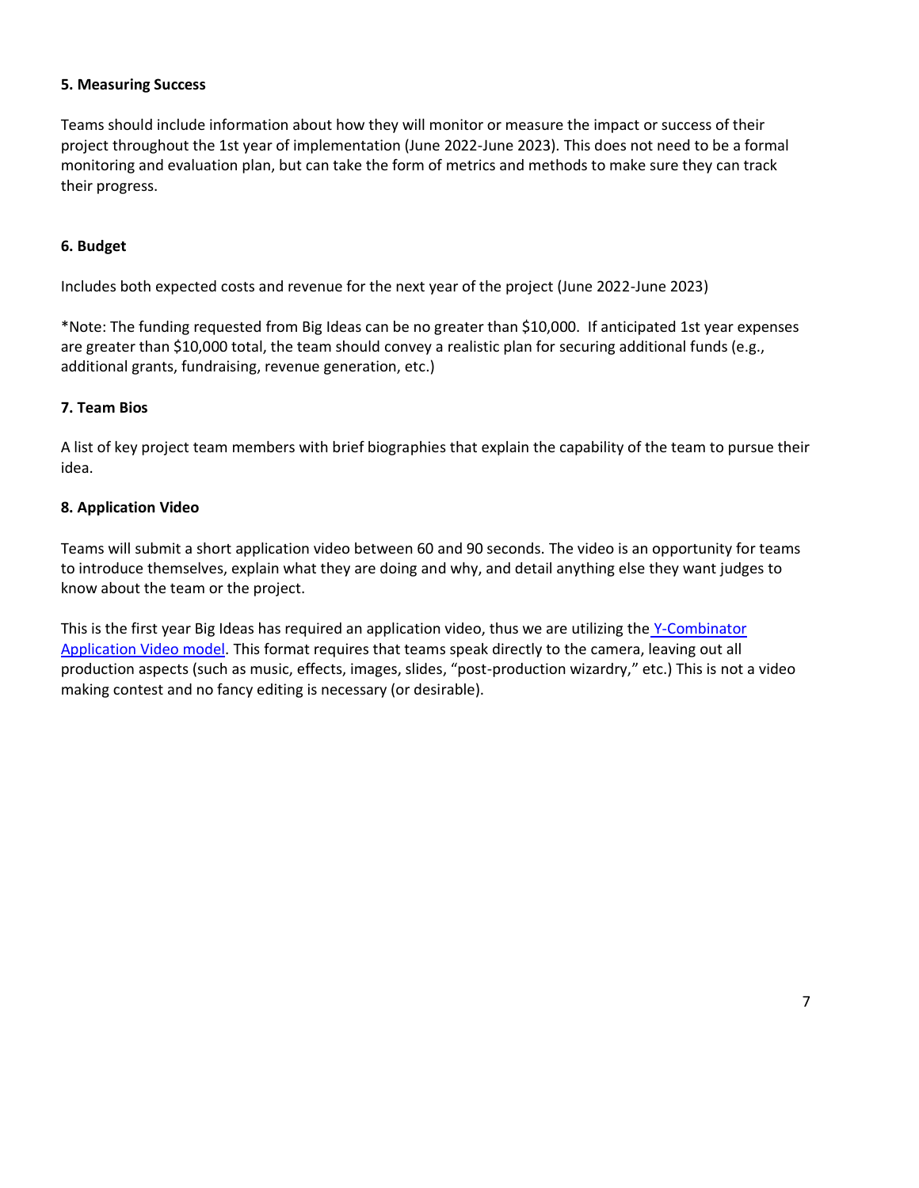**5. Measuring Success**

Teams should include information about how they will monitor or measure the impact or success of their project throughout the 1st year of implementation (June 2022-June 2023). This does not need to be a formal monitoring and evaluation plan, but can take the form of metrics and methods to make sure they can track their progress.

**6. Budget**

Includes both expected costs and revenue for the next year of the project (June 2022-June 2023)

*Note: The funding requested from Big Ideas can be no greater than $10,000. If anticipated 1st year expenses are greater than $10,000 total, the team should convey a realistic plan for securing additional funds (e.g., additional grants, fundraising, revenue generation, etc.)

**7. Team Bios**

A list of key project team members with brief biographies that explain the capability of the team to pursue their idea.

**8. Application Video**

Teams will submit a short application video between 60 and 90 seconds. The video is an opportunity for teams to introduce themselves, explain what they are doing and why, and detail anything else they want judges to know about the team or the project.

This is the first year Big Ideas has required an application video, thus we are utilizing the Y-Combinator Application Video model. This format requires that teams speak directly to the camera, leaving out all production aspects (such as music, effects, images, slides, "post-production wizardry," etc.) This is not a video making contest and no fancy editing is necessary (or desirable).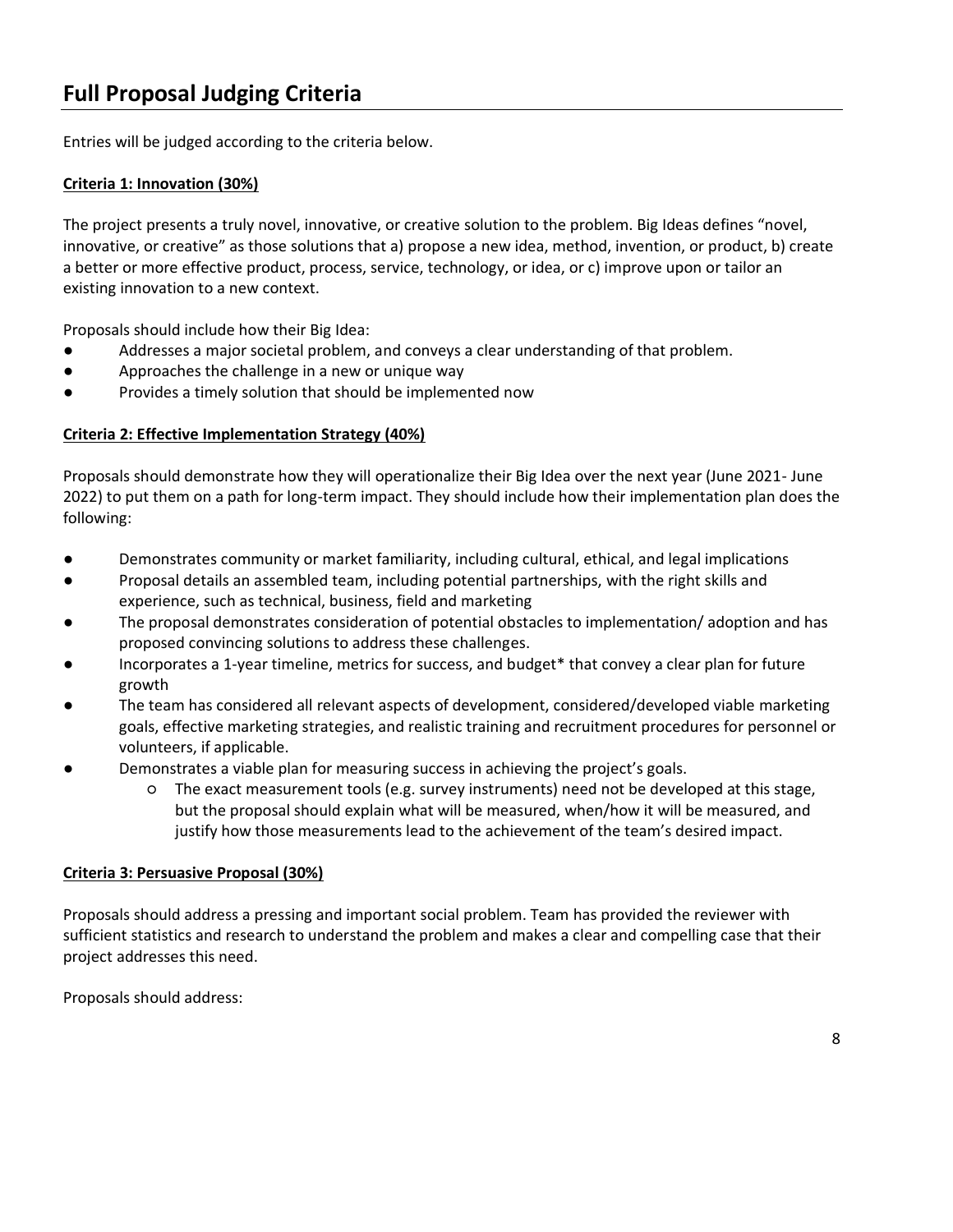# Full Proposal Judging Criteria

Entries will be judged according to the criteria below.

**Criteria 1: Innovation (30%)**

The project presents a truly novel, innovative, or creative solution to the problem. Big Ideas defines "novel, innovative, or creative" as those solutions that a) propose a new idea, method, invention, or product, b) create a better or more effective product, process, service, technology, or idea, or c) improve upon or tailor an existing innovation to a new context.

Proposals should include how their Big Idea:

- Addresses a major societal problem, and conveys a clear understanding of that problem.
- Approaches the challenge in a new or unique way
- Provides a timely solution that should be implemented now

**Criteria 2: Effective Implementation Strategy (40%)**

Proposals should demonstrate how they will operationalize their Big Idea over the next year (June 2021- June 2022) to put them on a path for long-term impact. They should include how their implementation plan does the following:

- Demonstrates community or market familiarity, including cultural, ethical, and legal implications
- Proposal details an assembled team, including potential partnerships, with the right skills and experience, such as technical, business, field and marketing
- The proposal demonstrates consideration of potential obstacles to implementation/ adoption and has proposed convincing solutions to address these challenges.
- Incorporates a 1-year timeline, metrics for success, and budget* that convey a clear plan for future growth
- The team has considered all relevant aspects of development, considered/developed viable marketing goals, effective marketing strategies, and realistic training and recruitment procedures for personnel or volunteers, if applicable.
- Demonstrates a viable plan for measuring success in achieving the project's goals.
  - The exact measurement tools (e.g. survey instruments) need not be developed at this stage, but the proposal should explain what will be measured, when/how it will be measured, and justify how those measurements lead to the achievement of the team's desired impact.

**Criteria 3: Persuasive Proposal (30%)**

Proposals should address a pressing and important social problem. Team has provided the reviewer with sufficient statistics and research to understand the problem and makes a clear and compelling case that their project addresses this need.

Proposals should address: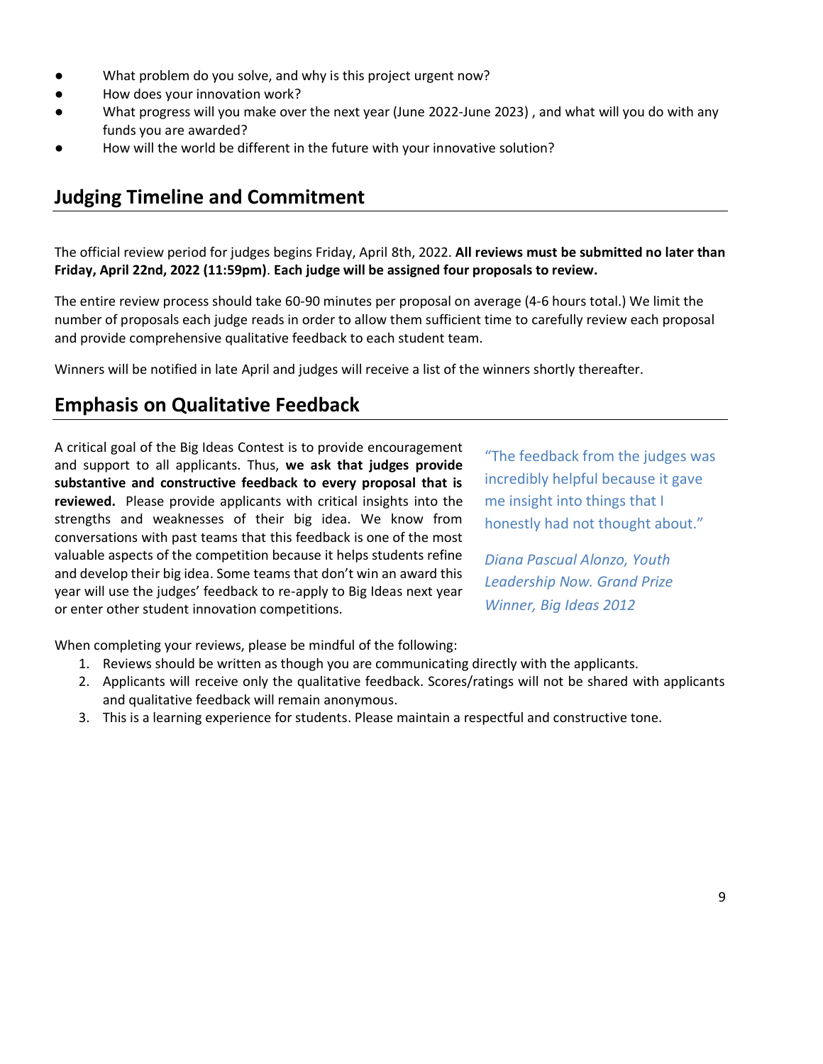- What problem do you solve, and why is this project urgent now?
- How does your innovation work?
- What progress will you make over the next year (June 2022-June 2023) , and what will you do with any funds you are awarded?
- How will the world be different in the future with your innovative solution?

## Judging Timeline and Commitment

The official review period for judges begins Friday, April 8th, 2022. **All reviews must be submitted no later than Friday, April 22nd, 2022 (11:59pm)**. **Each judge will be assigned four proposals to review.**

The entire review process should take 60-90 minutes per proposal on average (4-6 hours total.) We limit the number of proposals each judge reads in order to allow them sufficient time to carefully review each proposal and provide comprehensive qualitative feedback to each student team.

Winners will be notified in late April and judges will receive a list of the winners shortly thereafter.

## Emphasis on Qualitative Feedback

A critical goal of the Big Ideas Contest is to provide encouragement and support to all applicants. Thus, **we ask that judges provide substantive and constructive feedback to every proposal that is reviewed.** Please provide applicants with critical insights into the strengths and weaknesses of their big idea. We know from conversations with past teams that this feedback is one of the most valuable aspects of the competition because it helps students refine and develop their big idea. Some teams that don't win an award this year will use the judges' feedback to re-apply to Big Ideas next year or enter other student innovation competitions.

> "The feedback from the judges was incredibly helpful because it gave me insight into things that I honestly had not thought about."
>
> *Diana Pascual Alonzo, Youth Leadership Now. Grand Prize Winner, Big Ideas 2012*

When completing your reviews, please be mindful of the following:

1. Reviews should be written as though you are communicating directly with the applicants.
2. Applicants will receive only the qualitative feedback. Scores/ratings will not be shared with applicants and qualitative feedback will remain anonymous.
3. This is a learning experience for students. Please maintain a respectful and constructive tone.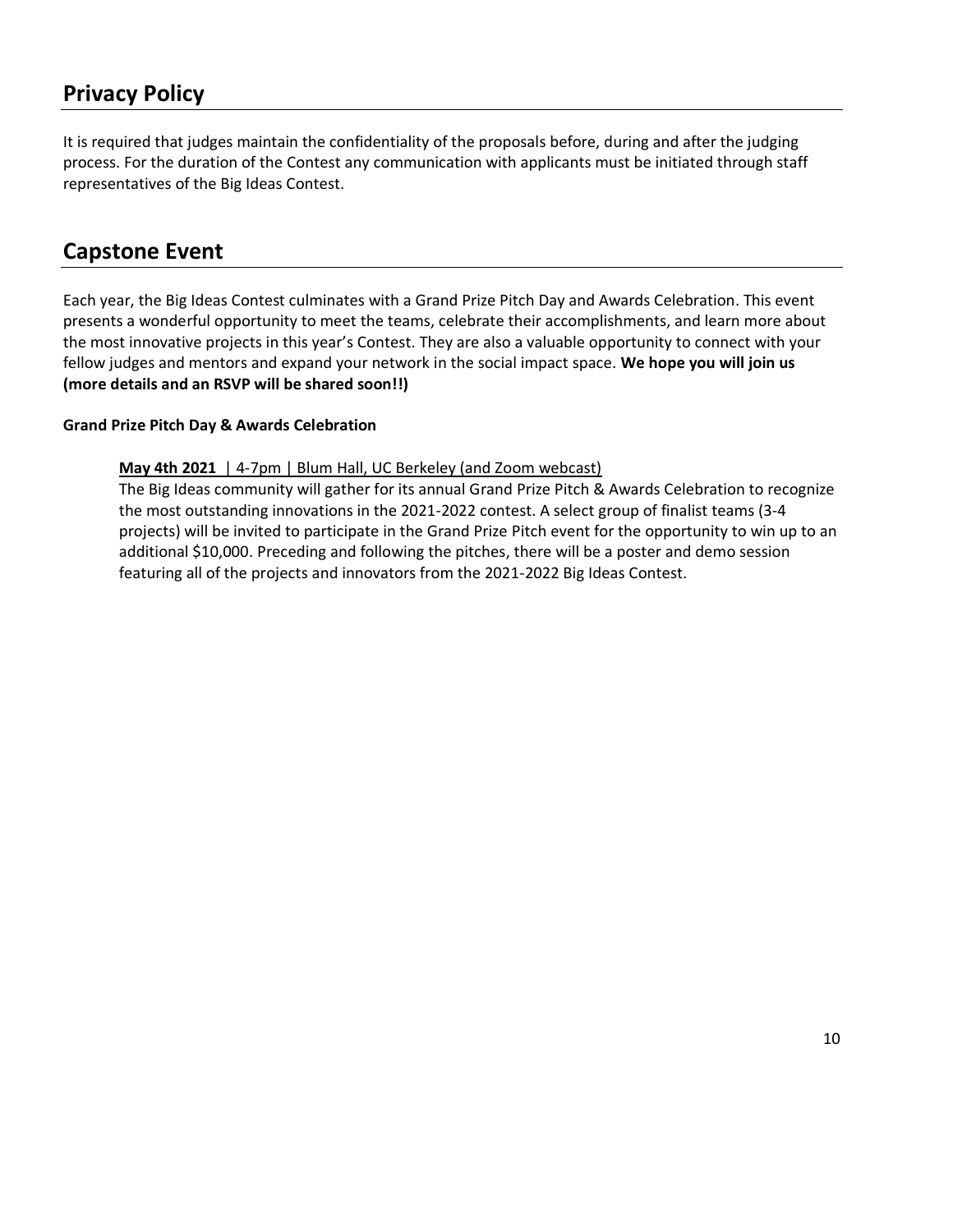## Privacy Policy

It is required that judges maintain the confidentiality of the proposals before, during and after the judging process. For the duration of the Contest any communication with applicants must be initiated through staff representatives of the Big Ideas Contest.

## Capstone Event

Each year, the Big Ideas Contest culminates with a Grand Prize Pitch Day and Awards Celebration. This event presents a wonderful opportunity to meet the teams, celebrate their accomplishments, and learn more about the most innovative projects in this year's Contest. They are also a valuable opportunity to connect with your fellow judges and mentors and expand your network in the social impact space. **We hope you will join us (more details and an RSVP will be shared soon!!)**

**Grand Prize Pitch Day & Awards Celebration**

**May 4th 2021** | 4-7pm | Blum Hall, UC Berkeley (and Zoom webcast)

The Big Ideas community will gather for its annual Grand Prize Pitch & Awards Celebration to recognize the most outstanding innovations in the 2021-2022 contest. A select group of finalist teams (3-4 projects) will be invited to participate in the Grand Prize Pitch event for the opportunity to win up to an additional $10,000. Preceding and following the pitches, there will be a poster and demo session featuring all of the projects and innovators from the 2021-2022 Big Ideas Contest.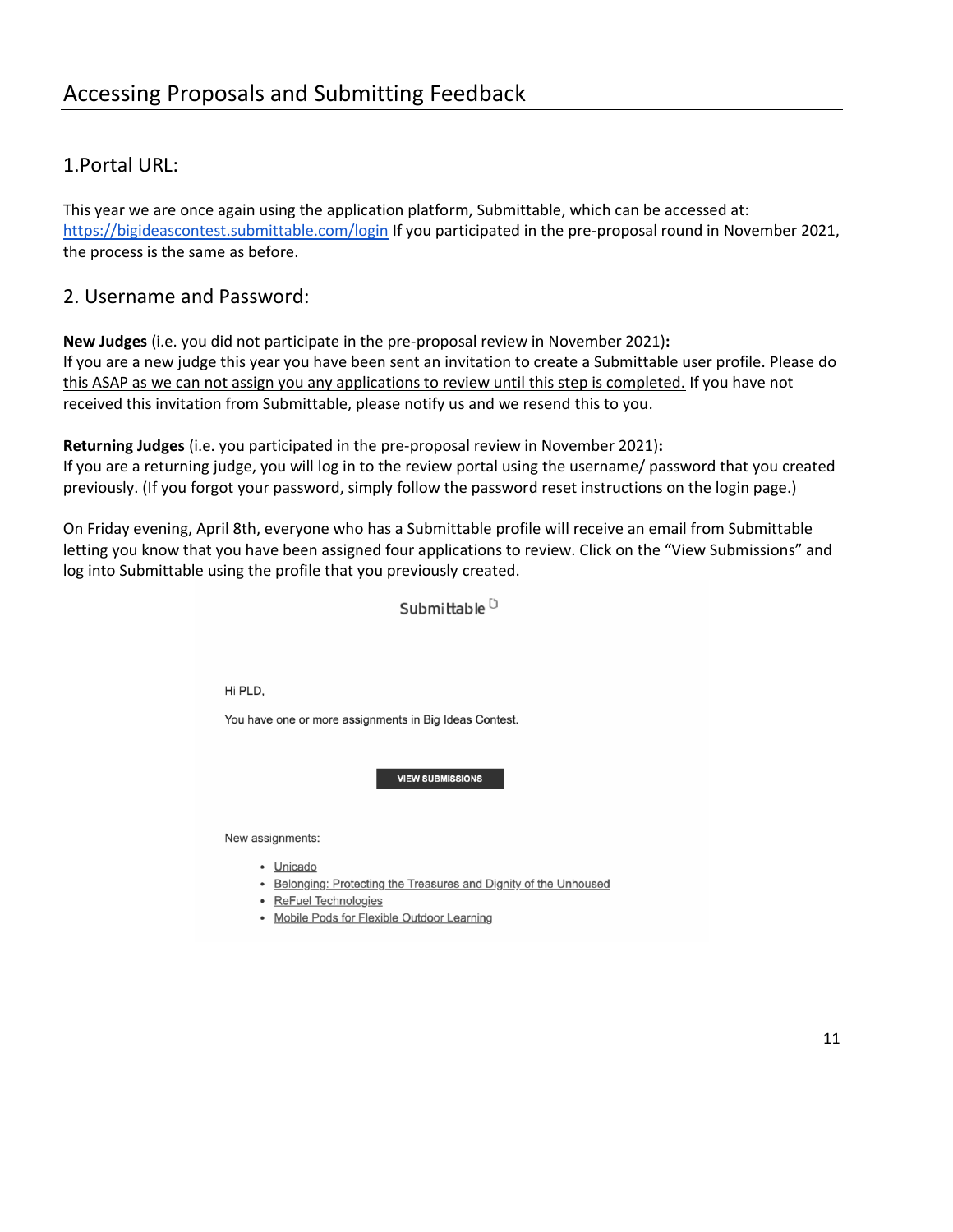# Accessing Proposals and Submitting Feedback

## 1.Portal URL:

This year we are once again using the application platform, Submittable, which can be accessed at: https://bigideascontest.submittable.com/login If you participated in the pre-proposal round in November 2021, the process is the same as before.

## 2. Username and Password:

**New Judges** (i.e. you did not participate in the pre-proposal review in November 2021)**:**
If you are a new judge this year you have been sent an invitation to create a Submittable user profile. Please do this ASAP as we can not assign you any applications to review until this step is completed. If you have not received this invitation from Submittable, please notify us and we resend this to you.

**Returning Judges** (i.e. you participated in the pre-proposal review in November 2021)**:**
If you are a returning judge, you will log in to the review portal using the username/ password that you created previously. (If you forgot your password, simply follow the password reset instructions on the login page.)

On Friday evening, April 8th, everyone who has a Submittable profile will receive an email from Submittable letting you know that you have been assigned four applications to review. Click on the "View Submissions" and log into Submittable using the profile that you previously created.

Submittable

Hi PLD,

You have one or more assignments in Big Ideas Contest.

VIEW SUBMISSIONS

New assignments:

- Unicado
- Belonging: Protecting the Treasures and Dignity of the Unhoused
- ReFuel Technologies
- Mobile Pods for Flexible Outdoor Learning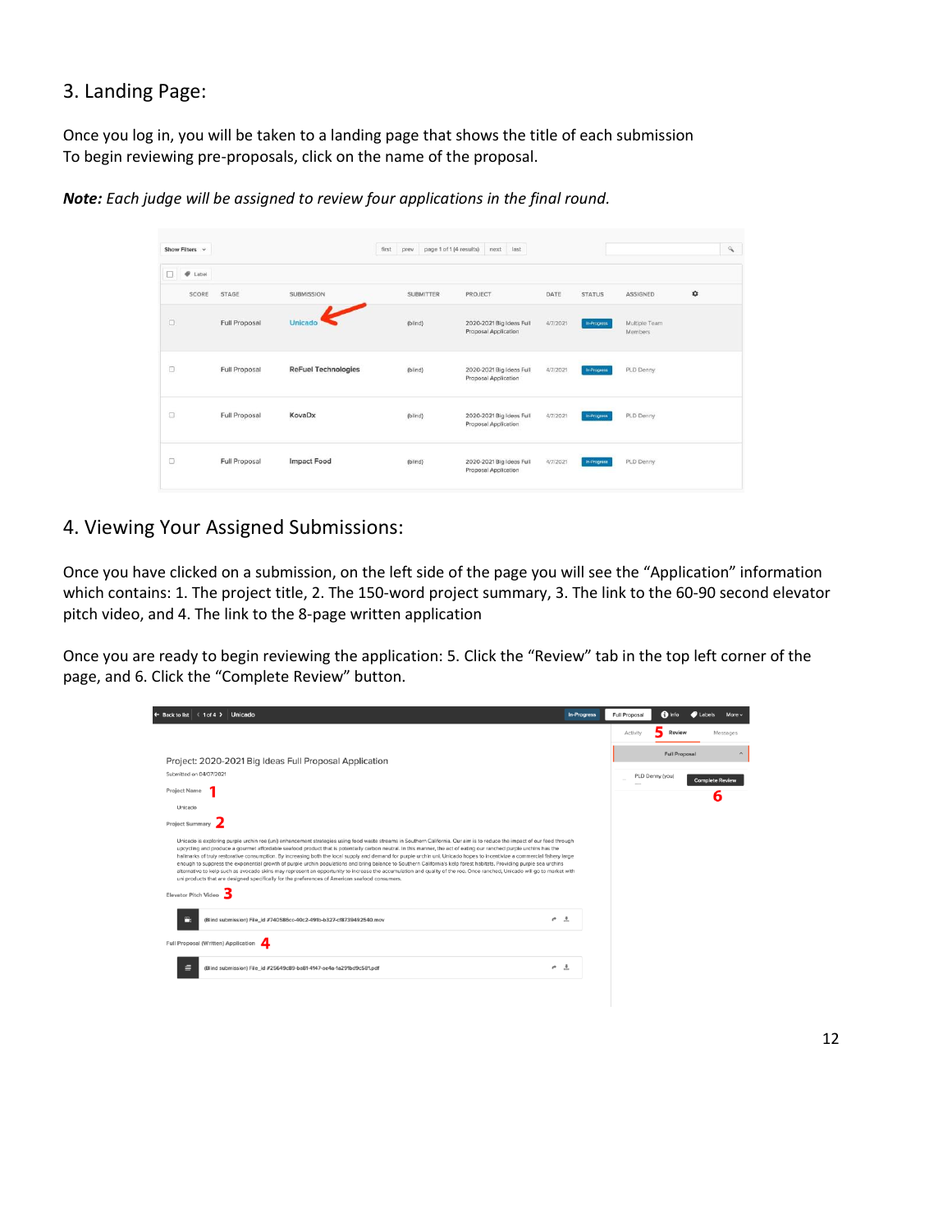## 3. Landing Page:

Once you log in, you will be taken to a landing page that shows the title of each submission
To begin reviewing pre-proposals, click on the name of the proposal.

***Note:*** *Each judge will be assigned to review four applications in the final round.*

## 4. Viewing Your Assigned Submissions:

Once you have clicked on a submission, on the left side of the page you will see the "Application" information which contains: 1. The project title, 2. The 150-word project summary, 3. The link to the 60-90 second elevator pitch video, and 4. The link to the 8-page written application

Once you are ready to begin reviewing the application: 5. Click the "Review" tab in the top left corner of the page, and 6. Click the "Complete Review" button.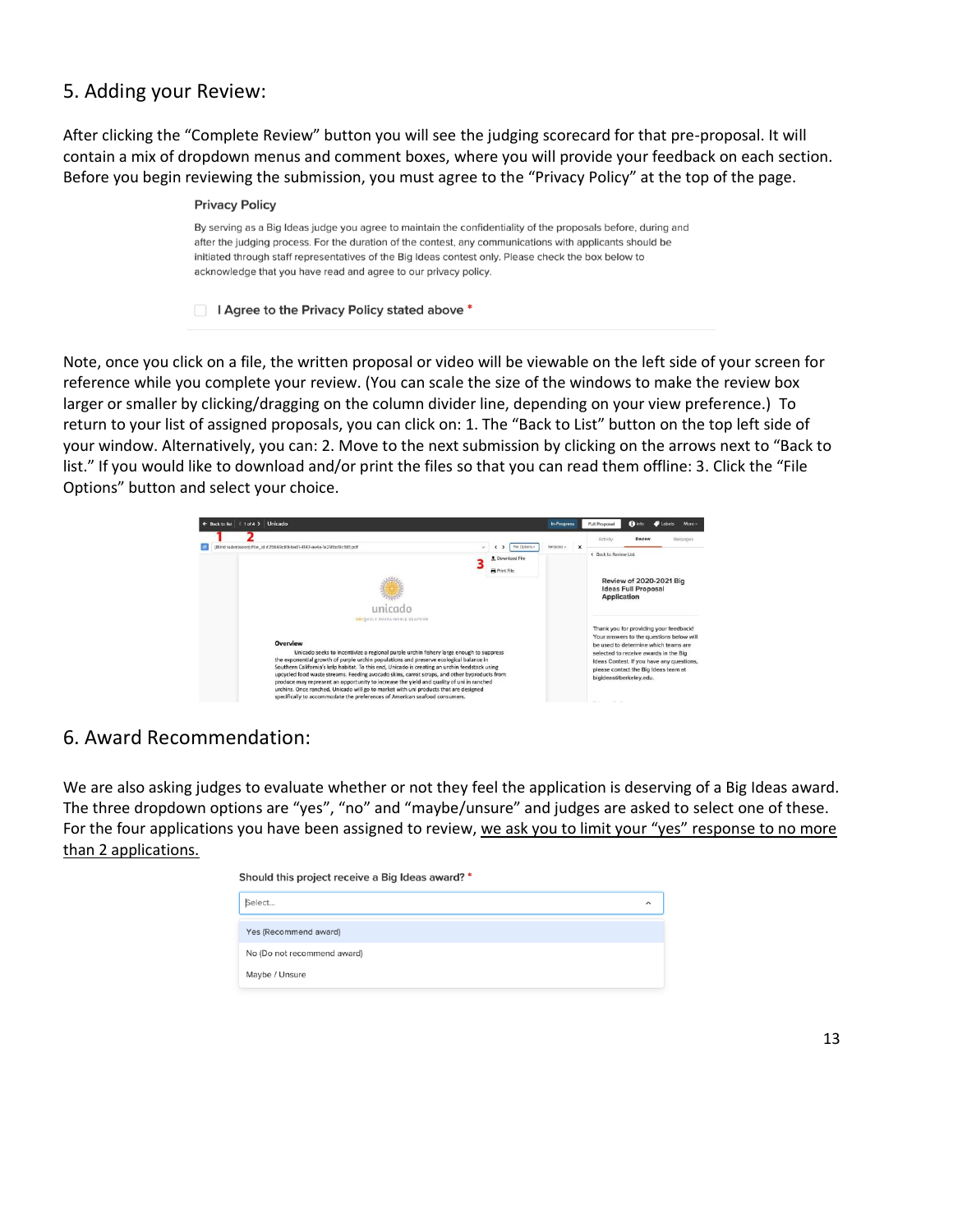## 5. Adding your Review:

After clicking the "Complete Review" button you will see the judging scorecard for that pre-proposal. It will contain a mix of dropdown menus and comment boxes, where you will provide your feedback on each section. Before you begin reviewing the submission, you must agree to the "Privacy Policy" at the top of the page.

**Privacy Policy**

By serving as a Big Ideas judge you agree to maintain the confidentiality of the proposals before, during and after the judging process. For the duration of the contest, any communications with applicants should be initiated through staff representatives of the Big Ideas contest only. Please check the box below to acknowledge that you have read and agree to our privacy policy.

☐ **I Agree to the Privacy Policy stated above** *

Note, once you click on a file, the written proposal or video will be viewable on the left side of your screen for reference while you complete your review. (You can scale the size of the windows to make the review box larger or smaller by clicking/dragging on the column divider line, depending on your view preference.) To return to your list of assigned proposals, you can click on: 1. The "Back to List" button on the top left side of your window. Alternatively, you can: 2. Move to the next submission by clicking on the arrows next to "Back to list." If you would like to download and/or print the files so that you can read them offline: 3. Click the "File Options" button and select your choice.

## 6. Award Recommendation:

We are also asking judges to evaluate whether or not they feel the application is deserving of a Big Ideas award. The three dropdown options are "yes", "no" and "maybe/unsure" and judges are asked to select one of these. For the four applications you have been assigned to review, <u>we ask you to limit your "yes" response to no more than 2 applications.</u>

Should this project receive a Big Ideas award? *

- Yes (Recommend award)
- No (Do not recommend award)
- Maybe / Unsure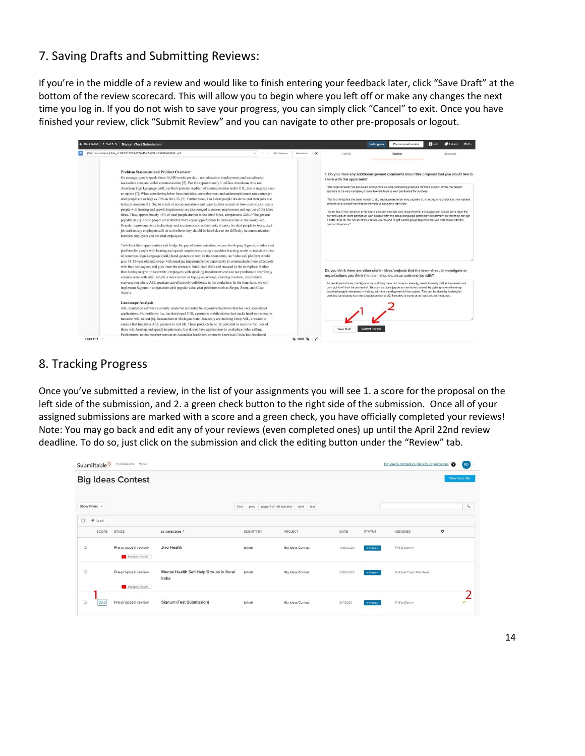## 7. Saving Drafts and Submitting Reviews:

If you're in the middle of a review and would like to finish entering your feedback later, click "Save Draft" at the bottom of the review scorecard. This will allow you to begin where you left off or make any changes the next time you log in. If you do not wish to save your progress, you can simply click "Cancel" to exit. Once you have finished your review, click "Submit Review" and you can navigate to other pre-proposals or logout.

## 8. Tracking Progress

Once you've submitted a review, in the list of your assignments you will see 1. a score for the proposal on the left side of the submission, and 2. a green check button to the right side of the submission. Once all of your assigned submissions are marked with a score and a green check, you have officially completed your reviews! Note: You may go back and edit any of your reviews (even completed ones) up until the April 22nd review deadline. To do so, just click on the submission and click the editing button under the "Review" tab.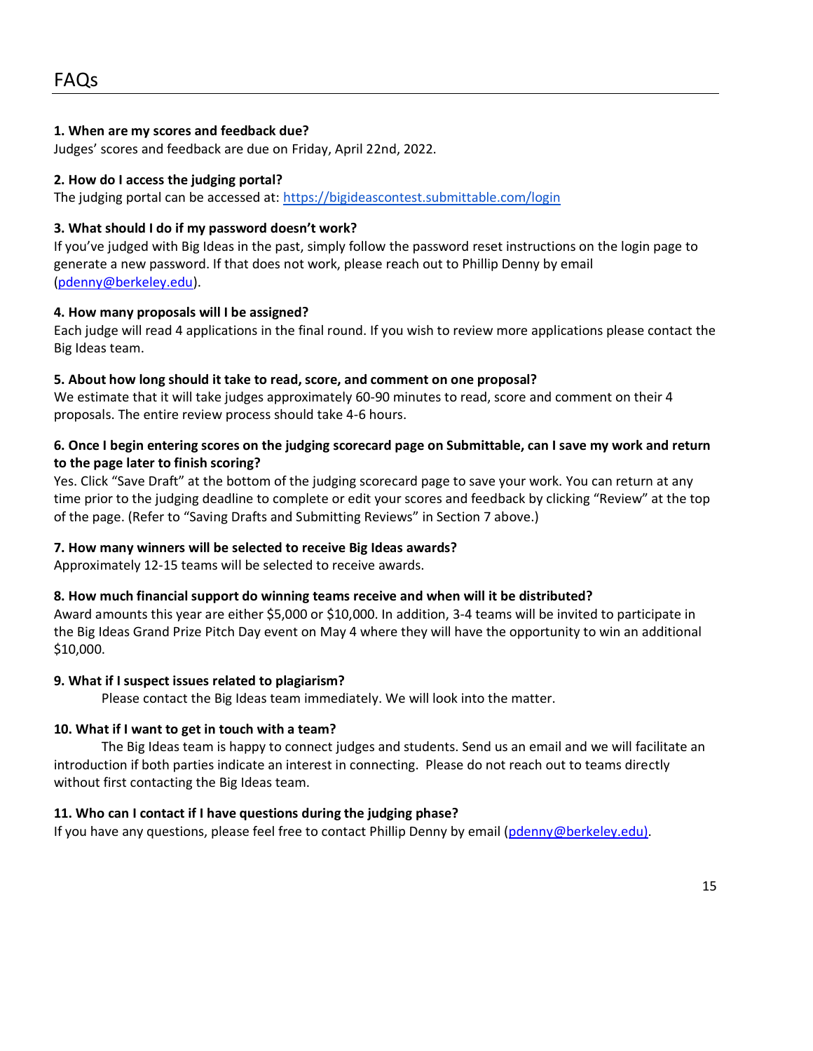# FAQs

**1. When are my scores and feedback due?**
Judges' scores and feedback are due on Friday, April 22nd, 2022.

**2. How do I access the judging portal?**
The judging portal can be accessed at: https://bigideascontest.submittable.com/login

**3. What should I do if my password doesn't work?**
If you've judged with Big Ideas in the past, simply follow the password reset instructions on the login page to generate a new password. If that does not work, please reach out to Phillip Denny by email (pdenny@berkeley.edu).

**4. How many proposals will I be assigned?**
Each judge will read 4 applications in the final round. If you wish to review more applications please contact the Big Ideas team.

**5. About how long should it take to read, score, and comment on one proposal?**
We estimate that it will take judges approximately 60-90 minutes to read, score and comment on their 4 proposals. The entire review process should take 4-6 hours.

**6. Once I begin entering scores on the judging scorecard page on Submittable, can I save my work and return to the page later to finish scoring?**
Yes. Click "Save Draft" at the bottom of the judging scorecard page to save your work. You can return at any time prior to the judging deadline to complete or edit your scores and feedback by clicking "Review" at the top of the page. (Refer to "Saving Drafts and Submitting Reviews" in Section 7 above.)

**7. How many winners will be selected to receive Big Ideas awards?**
Approximately 12-15 teams will be selected to receive awards.

**8. How much financial support do winning teams receive and when will it be distributed?**
Award amounts this year are either $5,000 or $10,000. In addition, 3-4 teams will be invited to participate in the Big Ideas Grand Prize Pitch Day event on May 4 where they will have the opportunity to win an additional $10,000.

**9. What if I suspect issues related to plagiarism?**
Please contact the Big Ideas team immediately. We will look into the matter.

**10. What if I want to get in touch with a team?**
The Big Ideas team is happy to connect judges and students. Send us an email and we will facilitate an introduction if both parties indicate an interest in connecting. Please do not reach out to teams directly without first contacting the Big Ideas team.

**11. Who can I contact if I have questions during the judging phase?**
If you have any questions, please feel free to contact Phillip Denny by email (pdenny@berkeley.edu).